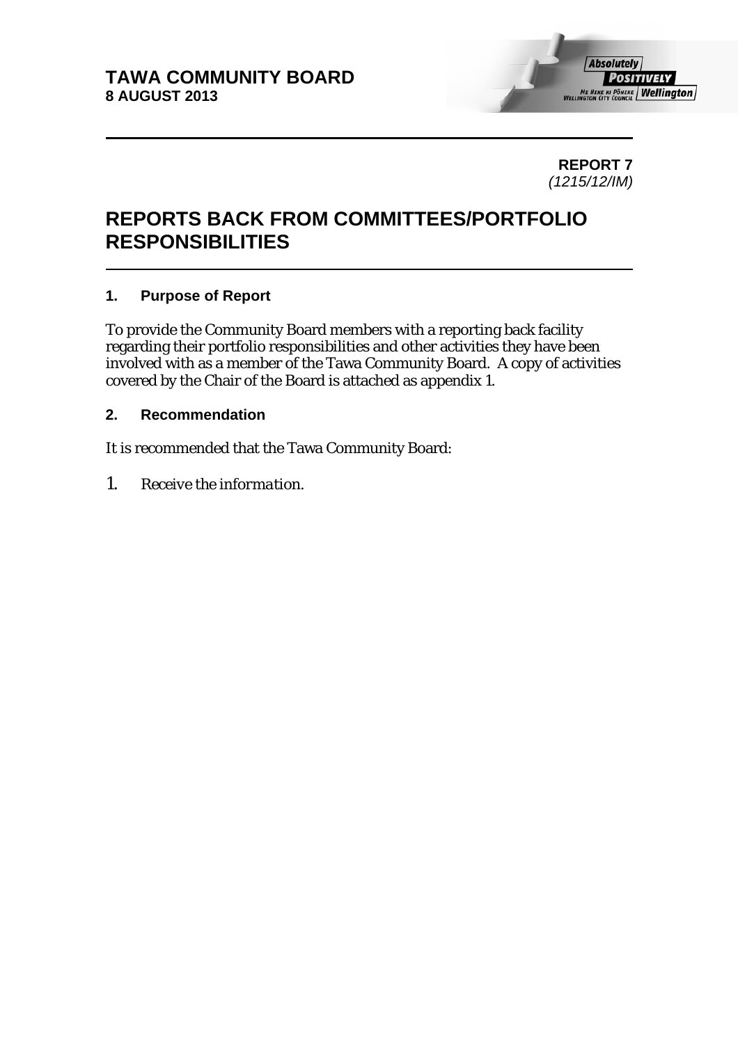**TAWA COMMUNITY BOARD**
**8 AUGUST 2013**

**REPORT 7**
*(1215/12/IM)*

# REPORTS BACK FROM COMMITTEES/PORTFOLIO RESPONSIBILITIES

## 1. Purpose of Report

To provide the Community Board members with a reporting back facility regarding their portfolio responsibilities and other activities they have been involved with as a member of the Tawa Community Board. A copy of activities covered by the Chair of the Board is attached as appendix 1.

## 2. Recommendation

It is recommended that the Tawa Community Board:

1. *Receive the information.*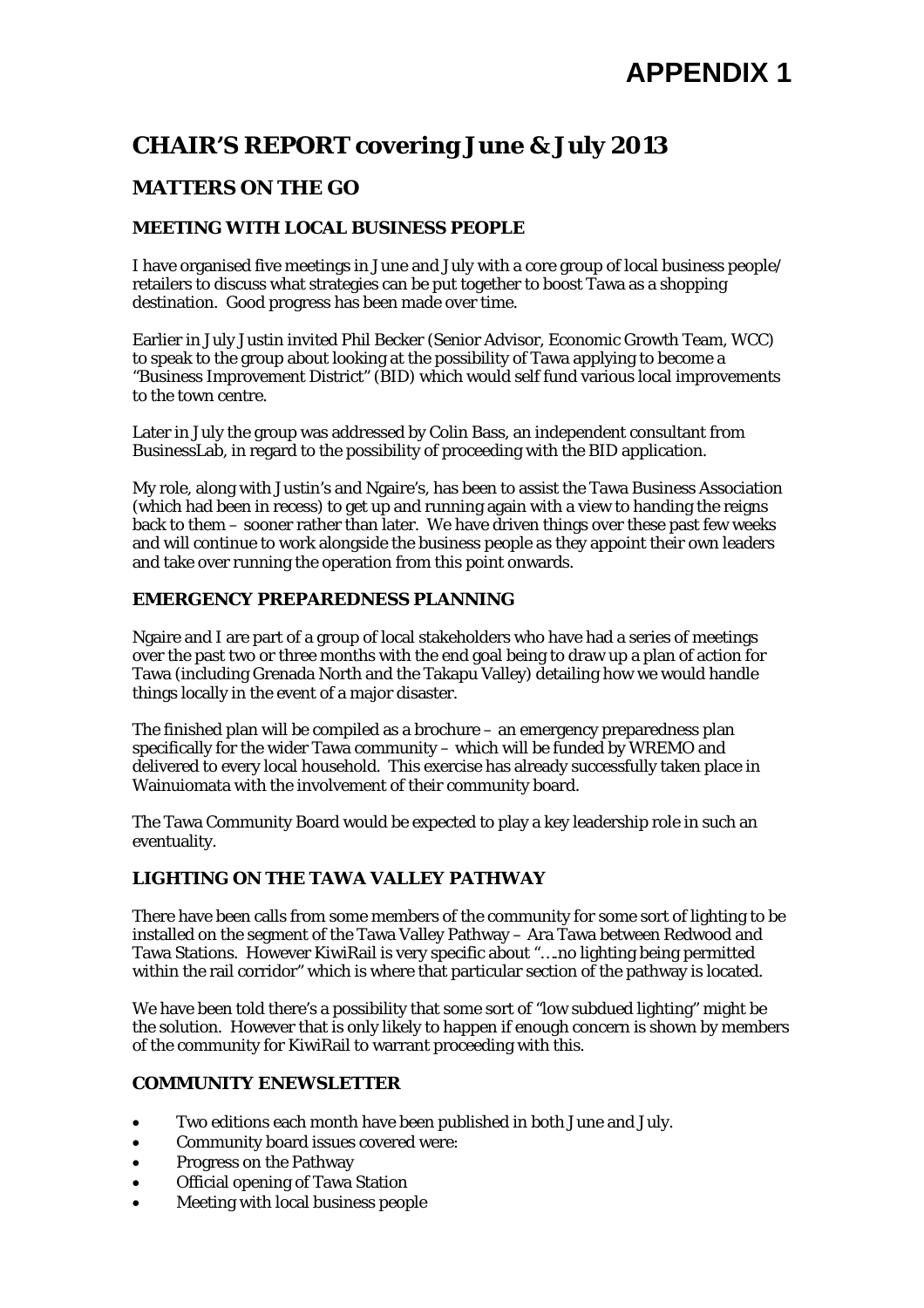# APPENDIX 1

# CHAIR'S REPORT covering June & July 2013

## MATTERS ON THE GO

### MEETING WITH LOCAL BUSINESS PEOPLE

I have organised five meetings in June and July with a core group of local business people/ retailers to discuss what strategies can be put together to boost Tawa as a shopping destination. Good progress has been made over time.

Earlier in July Justin invited Phil Becker (Senior Advisor, Economic Growth Team, WCC) to speak to the group about looking at the possibility of Tawa applying to become a "Business Improvement District" (BID) which would self fund various local improvements to the town centre.

Later in July the group was addressed by Colin Bass, an independent consultant from BusinessLab, in regard to the possibility of proceeding with the BID application.

My role, along with Justin's and Ngaire's, has been to assist the Tawa Business Association (which had been in recess) to get up and running again with a view to handing the reigns back to them – sooner rather than later. We have driven things over these past few weeks and will continue to work alongside the business people as they appoint their own leaders and take over running the operation from this point onwards.

### EMERGENCY PREPAREDNESS PLANNING

Ngaire and I are part of a group of local stakeholders who have had a series of meetings over the past two or three months with the end goal being to draw up a plan of action for Tawa (including Grenada North and the Takapu Valley) detailing how we would handle things locally in the event of a major disaster.

The finished plan will be compiled as a brochure – an emergency preparedness plan specifically for the wider Tawa community – which will be funded by WREMO and delivered to every local household. This exercise has already successfully taken place in Wainuiomata with the involvement of their community board.

The Tawa Community Board would be expected to play a key leadership role in such an eventuality.

### LIGHTING ON THE TAWA VALLEY PATHWAY

There have been calls from some members of the community for some sort of lighting to be installed on the segment of the Tawa Valley Pathway – Ara Tawa between Redwood and Tawa Stations. However KiwiRail is very specific about "….no lighting being permitted within the rail corridor" which is where that particular section of the pathway is located.

We have been told there's a possibility that some sort of "low subdued lighting" might be the solution. However that is only likely to happen if enough concern is shown by members of the community for KiwiRail to warrant proceeding with this.

### COMMUNITY ENEWSLETTER

- Two editions each month have been published in both June and July.
- Community board issues covered were:
- Progress on the Pathway
- Official opening of Tawa Station
- Meeting with local business people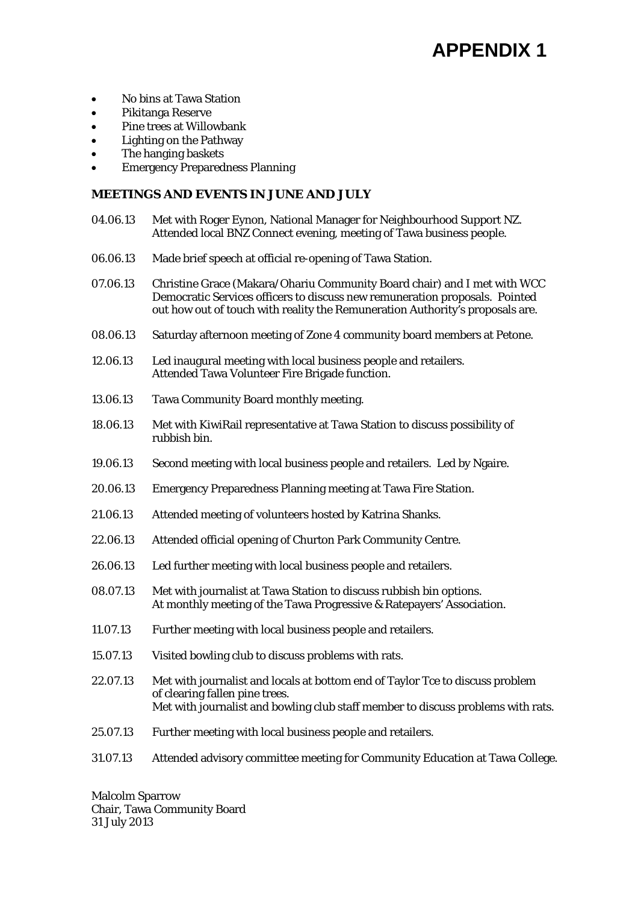# APPENDIX 1

- No bins at Tawa Station
- Pikitanga Reserve
- Pine trees at Willowbank
- Lighting on the Pathway
- The hanging baskets
- Emergency Preparedness Planning

**MEETINGS AND EVENTS IN JUNE AND JULY**

04.06.13 Met with Roger Eynon, National Manager for Neighbourhood Support NZ.
Attended local BNZ Connect evening, meeting of Tawa business people.

06.06.13 Made brief speech at official re-opening of Tawa Station.

07.06.13 Christine Grace (Makara/Ohariu Community Board chair) and I met with WCC Democratic Services officers to discuss new remuneration proposals. Pointed out how out of touch with reality the Remuneration Authority's proposals are.

08.06.13 Saturday afternoon meeting of Zone 4 community board members at Petone.

12.06.13 Led inaugural meeting with local business people and retailers.
Attended Tawa Volunteer Fire Brigade function.

13.06.13 Tawa Community Board monthly meeting.

18.06.13 Met with KiwiRail representative at Tawa Station to discuss possibility of rubbish bin.

19.06.13 Second meeting with local business people and retailers. Led by Ngaire.

20.06.13 Emergency Preparedness Planning meeting at Tawa Fire Station.

21.06.13 Attended meeting of volunteers hosted by Katrina Shanks.

22.06.13 Attended official opening of Churton Park Community Centre.

26.06.13 Led further meeting with local business people and retailers.

08.07.13 Met with journalist at Tawa Station to discuss rubbish bin options.
At monthly meeting of the Tawa Progressive & Ratepayers' Association.

11.07.13 Further meeting with local business people and retailers.

15.07.13 Visited bowling club to discuss problems with rats.

22.07.13 Met with journalist and locals at bottom end of Taylor Tce to discuss problem of clearing fallen pine trees.
Met with journalist and bowling club staff member to discuss problems with rats.

25.07.13 Further meeting with local business people and retailers.

31.07.13 Attended advisory committee meeting for Community Education at Tawa College.

Malcolm Sparrow
Chair, Tawa Community Board
31 July 2013